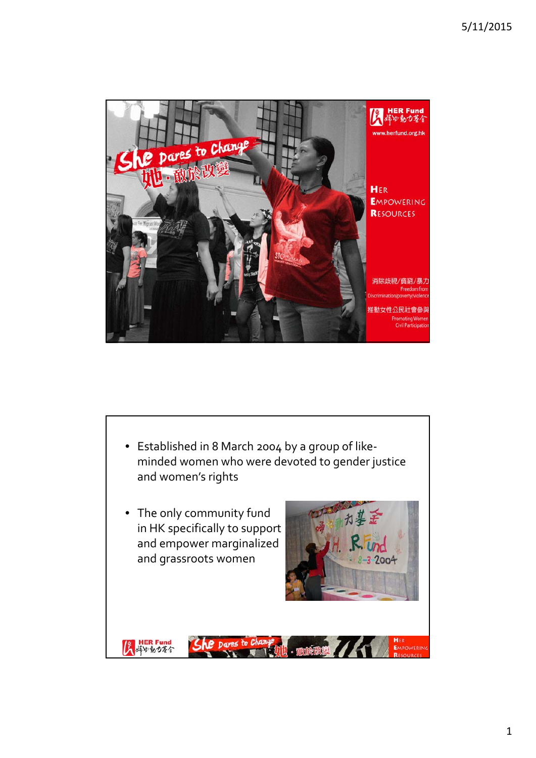# She Dares to Change 她・敢於改變

**HER Fund 婦女動力基金**

www.herfund.org.hk

**HER EMPOWERING RESOURCES**

消除歧視/貧窮/暴力
Freedom from Discrimination/poverty/violence

推動女性公民社會參與
Promoting Women Civil Participation

---

- Established in 8 March 2004 by a group of like-minded women who were devoted to gender justice and women's rights
- The only community fund in HK specifically to support and empower marginalized and grassroots women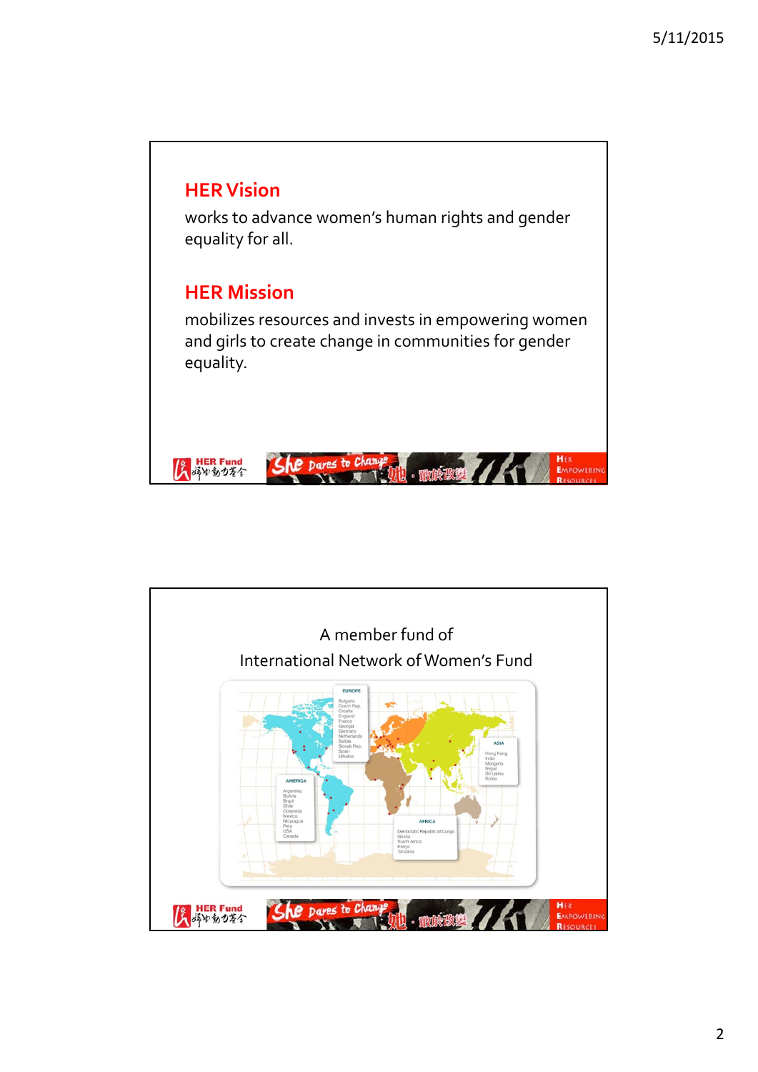## HER Vision

works to advance women's human rights and gender equality for all.

## HER Mission

mobilizes resources and invests in empowering women and girls to create change in communities for gender equality.

HER Fund 婦女動力基金

She Dares to Change 她 · 敢於改變

HER EMPOWERING RESOURCES

---

A member fund of
International Network of Women's Fund

EUROPE
Bulgaria
Czech Rep.
Croatia
England
France
Georgia
Germany
Netherlands
Serbia
Slovak Rep.
Spain
Ukraine

ASIA
Hong Kong
India
Mongolia
Nepal
Sri Lanka
Korea

AMERICA
Argentina
Bolivia
Brazil
Chile
Colombia
Mexico
Nicaragua
Peru
USA
Canada

AFRICA
Democratic Republic of Congo
Ghana
South Africa
Kenya
Tanzania

HER Fund 婦女動力基金

She Dares to Change 她 · 敢於改變

HER EMPOWERING RESOURCES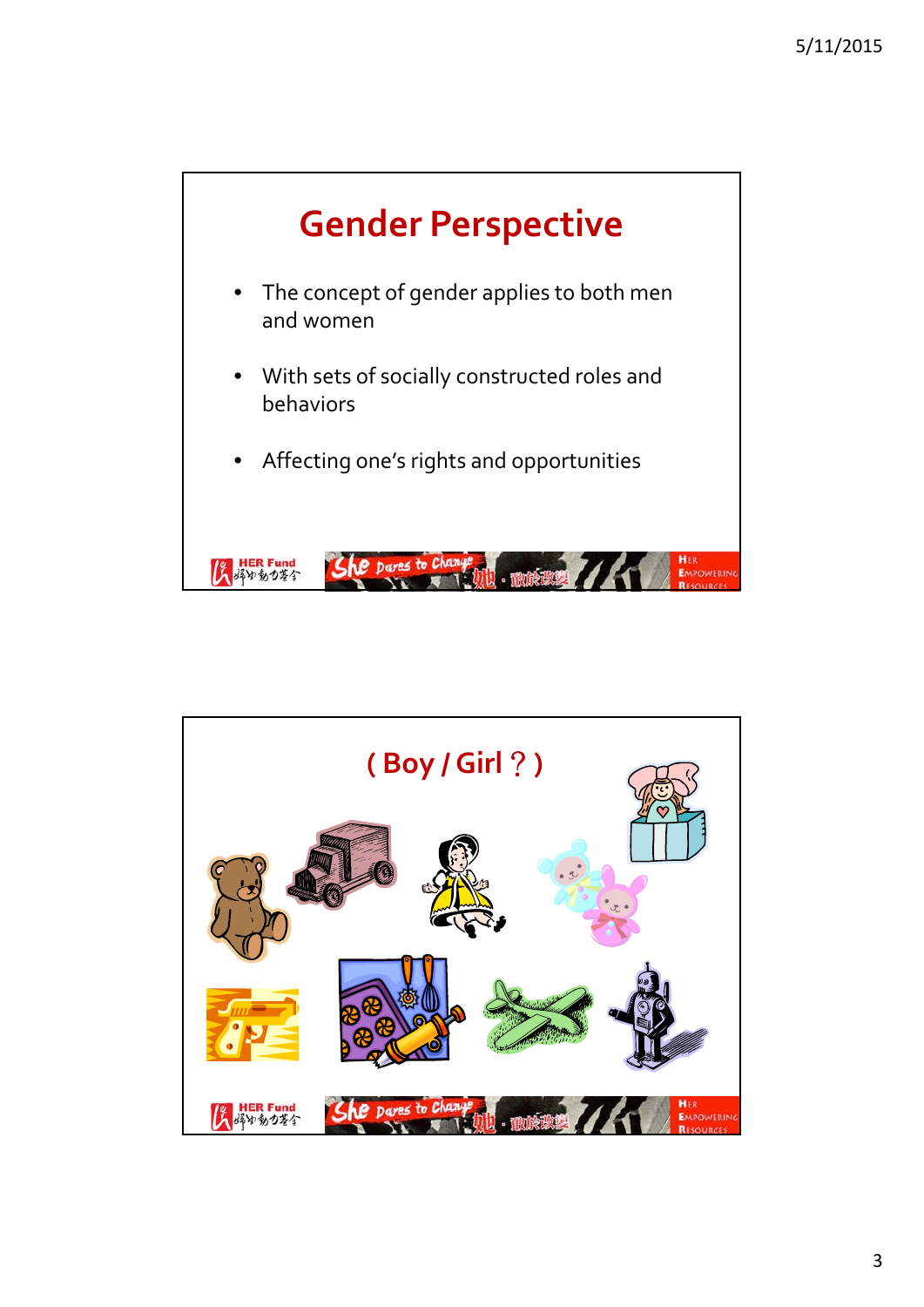## Gender Perspective

- The concept of gender applies to both men and women
- With sets of socially constructed roles and behaviors
- Affecting one's rights and opportunities

## ( Boy / Girl ? )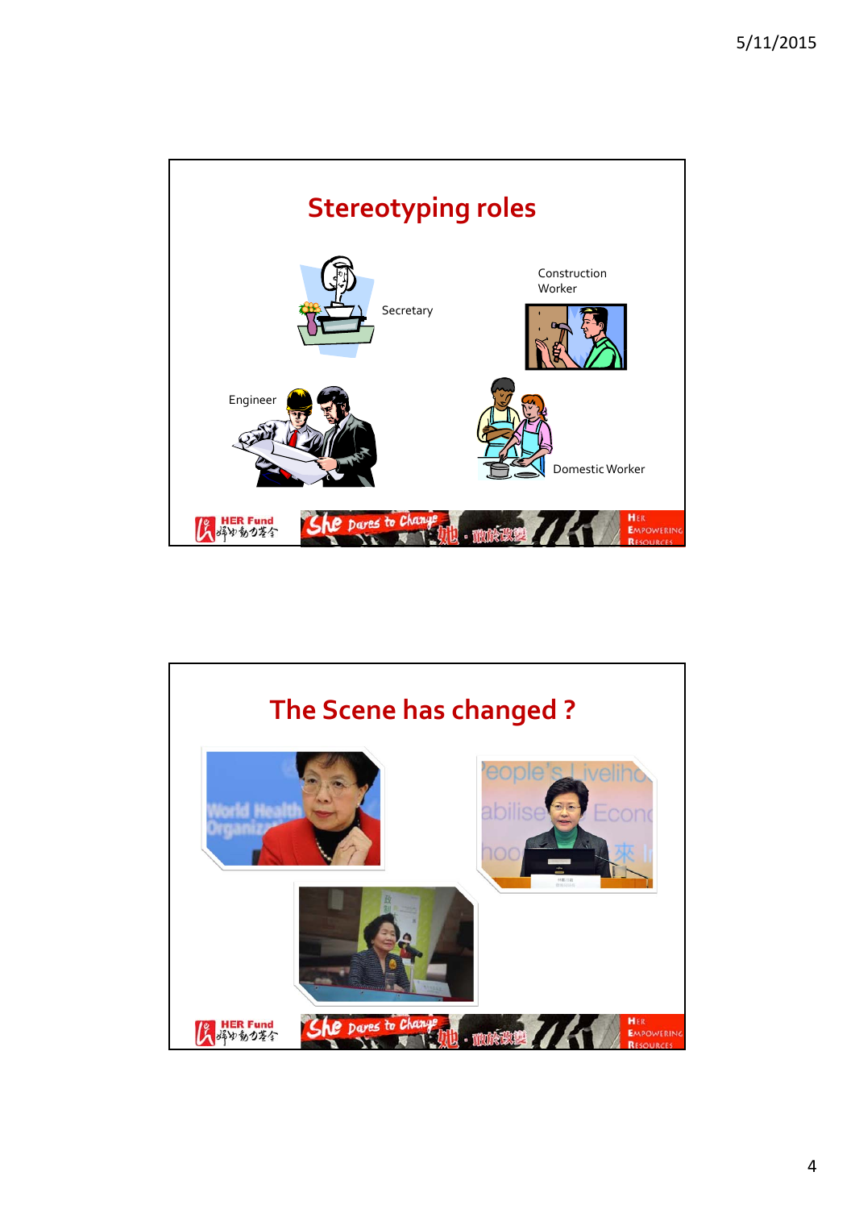## Stereotyping roles

Secretary

Construction Worker

Engineer

Domestic Worker

## The Scene has changed ?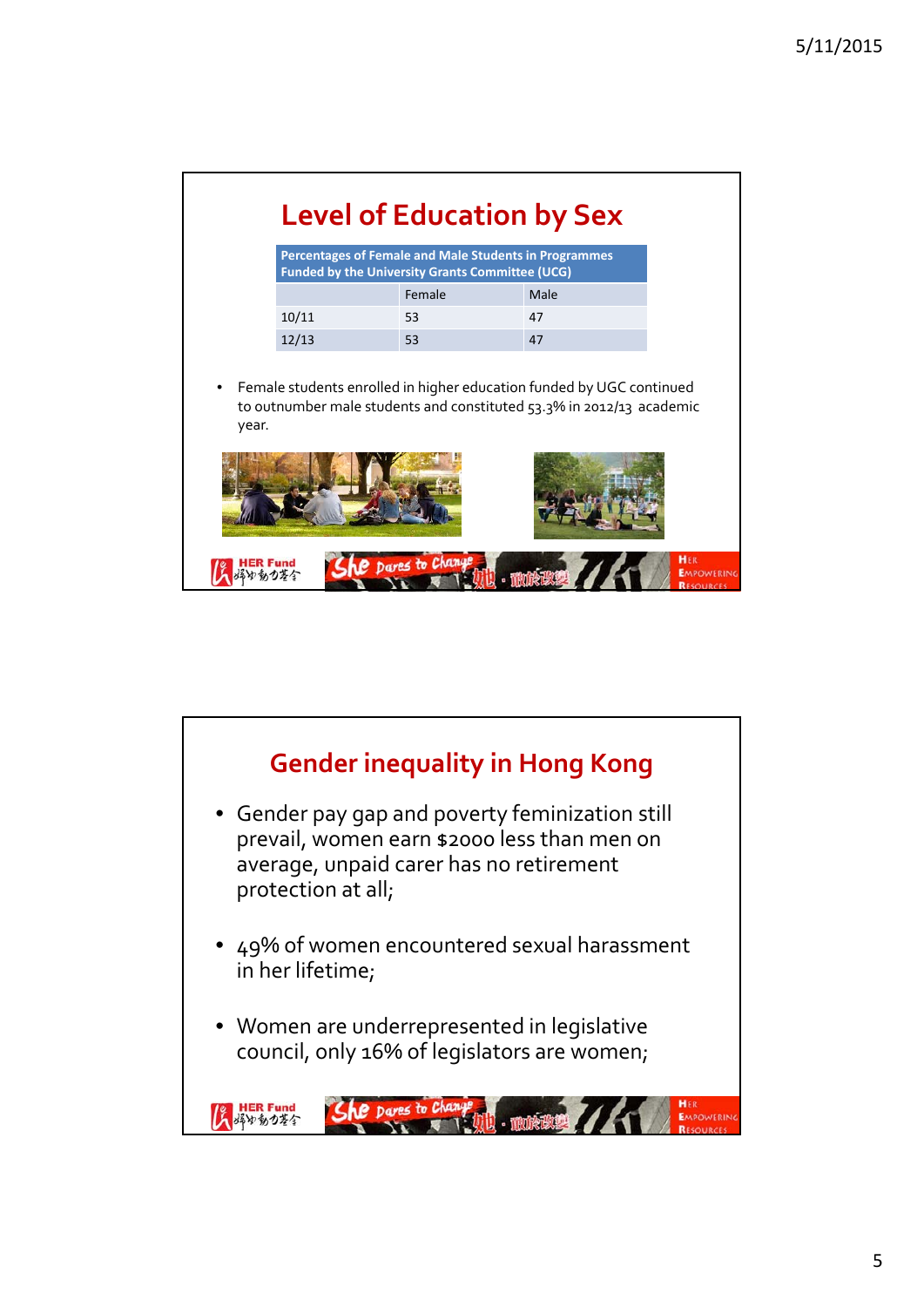# Level of Education by Sex

| Percentages of Female and Male Students in Programmes Funded by the University Grants Committee (UCG) | | |
|---|---|---|
| | Female | Male |
| 10/11 | 53 | 47 |
| 12/13 | 53 | 47 |

- Female students enrolled in higher education funded by UGC continued to outnumber male students and constituted 53.3% in 2012/13 academic year.

# Gender inequality in Hong Kong

- Gender pay gap and poverty feminization still prevail, women earn $2000 less than men on average, unpaid carer has no retirement protection at all;
- 49% of women encountered sexual harassment in her lifetime;
- Women are underrepresented in legislative council, only 16% of legislators are women;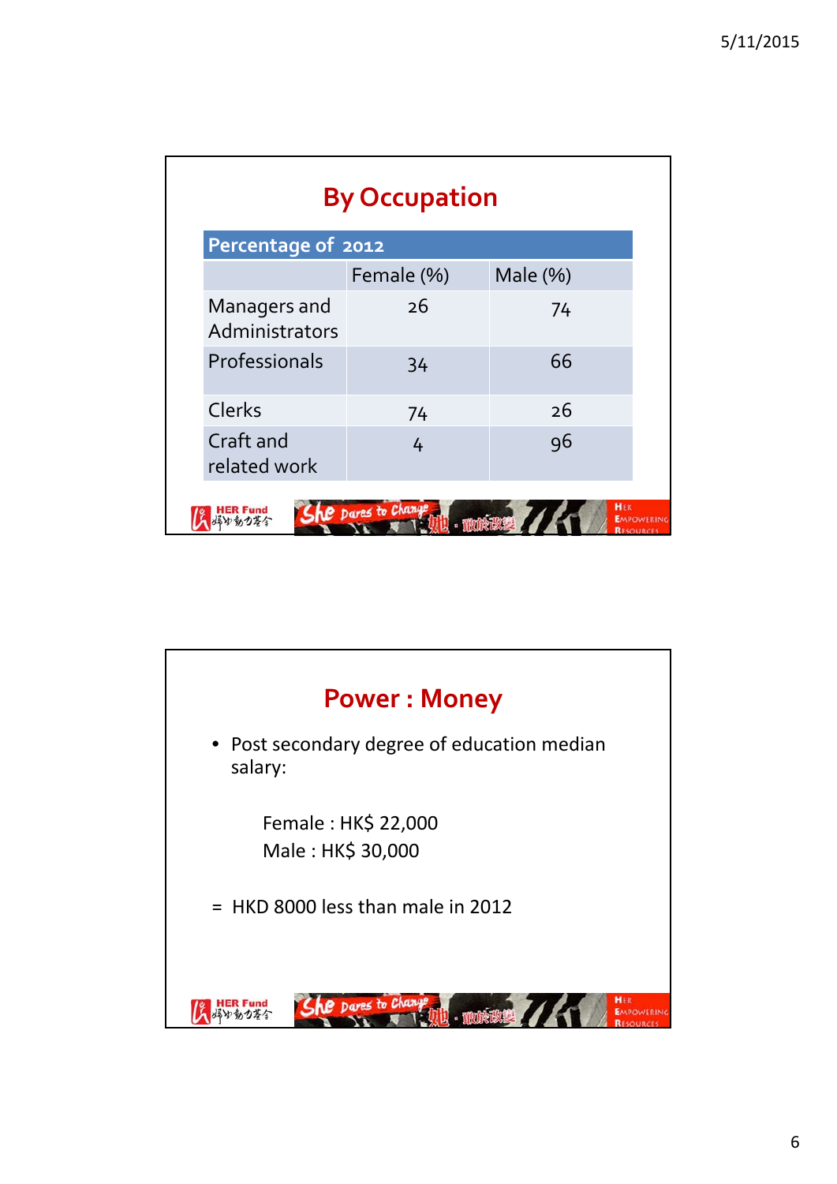## By Occupation

| Percentage of 2012 | | |
|---|---|---|
| | Female (%) | Male (%) |
| Managers and Administrators | 26 | 74 |
| Professionals | 34 | 66 |
| Clerks | 74 | 26 |
| Craft and related work | 4 | 96 |

## Power : Money

- Post secondary degree of education median salary:

  Female : HK$ 22,000
  Male : HK$ 30,000

= HKD 8000 less than male in 2012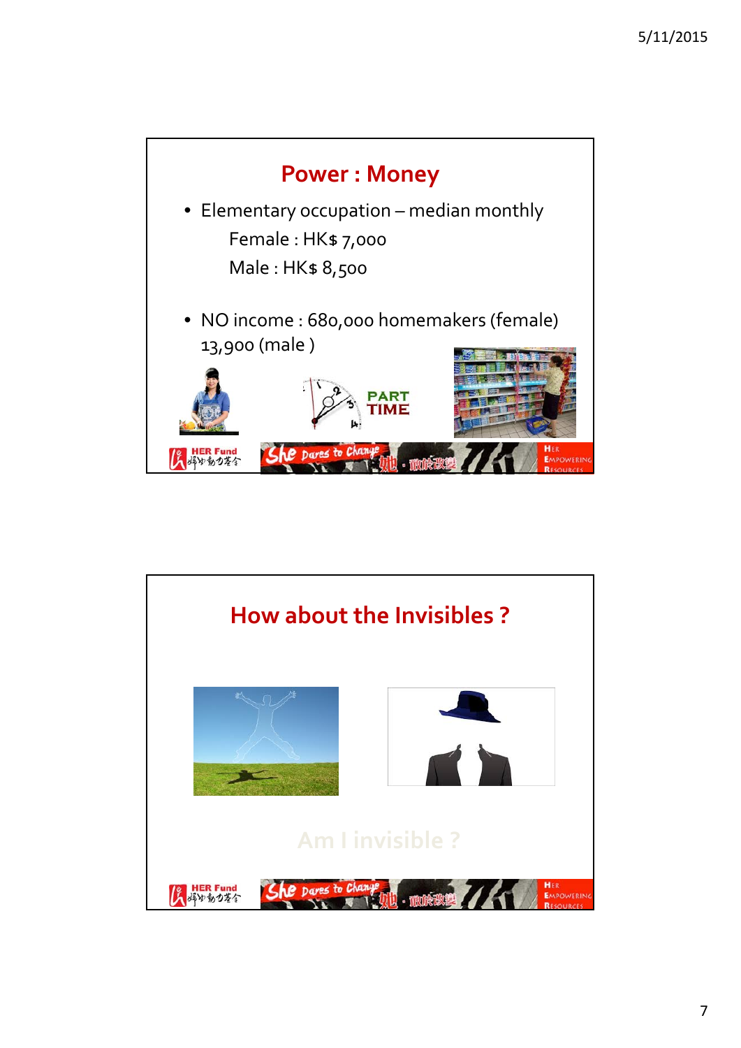## Power : Money

- Elementary occupation – median monthly
  - Female : HK$ 7,000
  - Male : HK$ 8,500
- NO income : 680,000 homemakers (female) 13,900 (male )

PART TIME

## How about the Invisibles ?

Am I invisible ?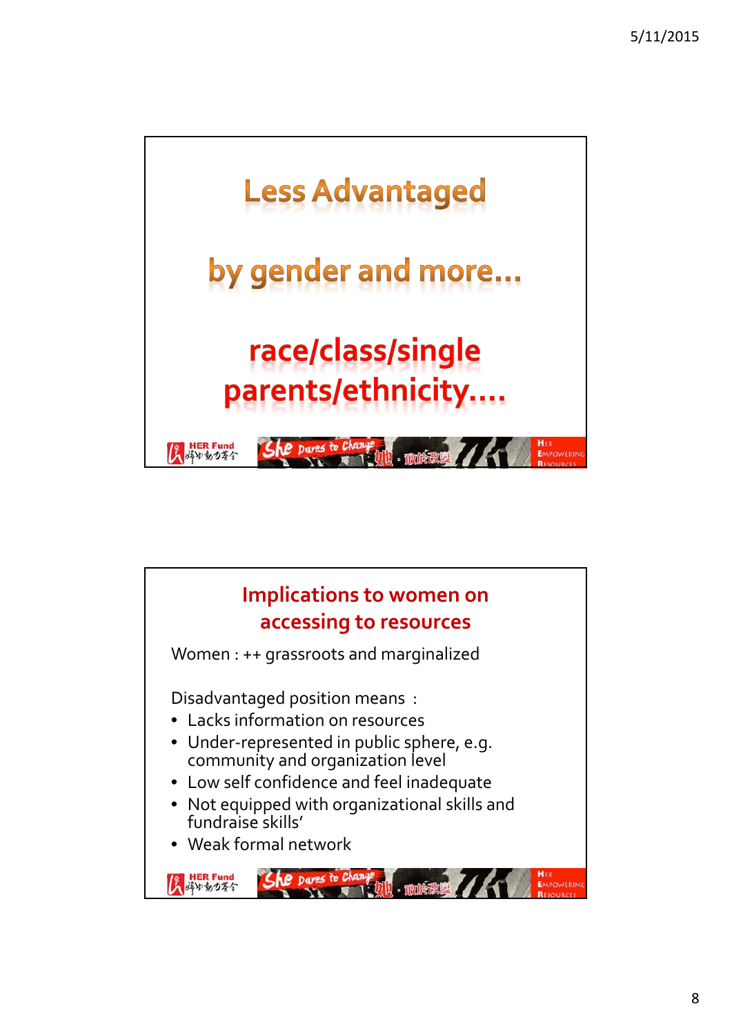# Less Advantaged

## by gender and more…

## race/class/single parents/ethnicity….

## Implications to women on accessing to resources

Women : ++ grassroots and marginalized

Disadvantaged position means :

- Lacks information on resources
- Under-represented in public sphere, e.g. community and organization level
- Low self confidence and feel inadequate
- Not equipped with organizational skills and fundraise skills'
- Weak formal network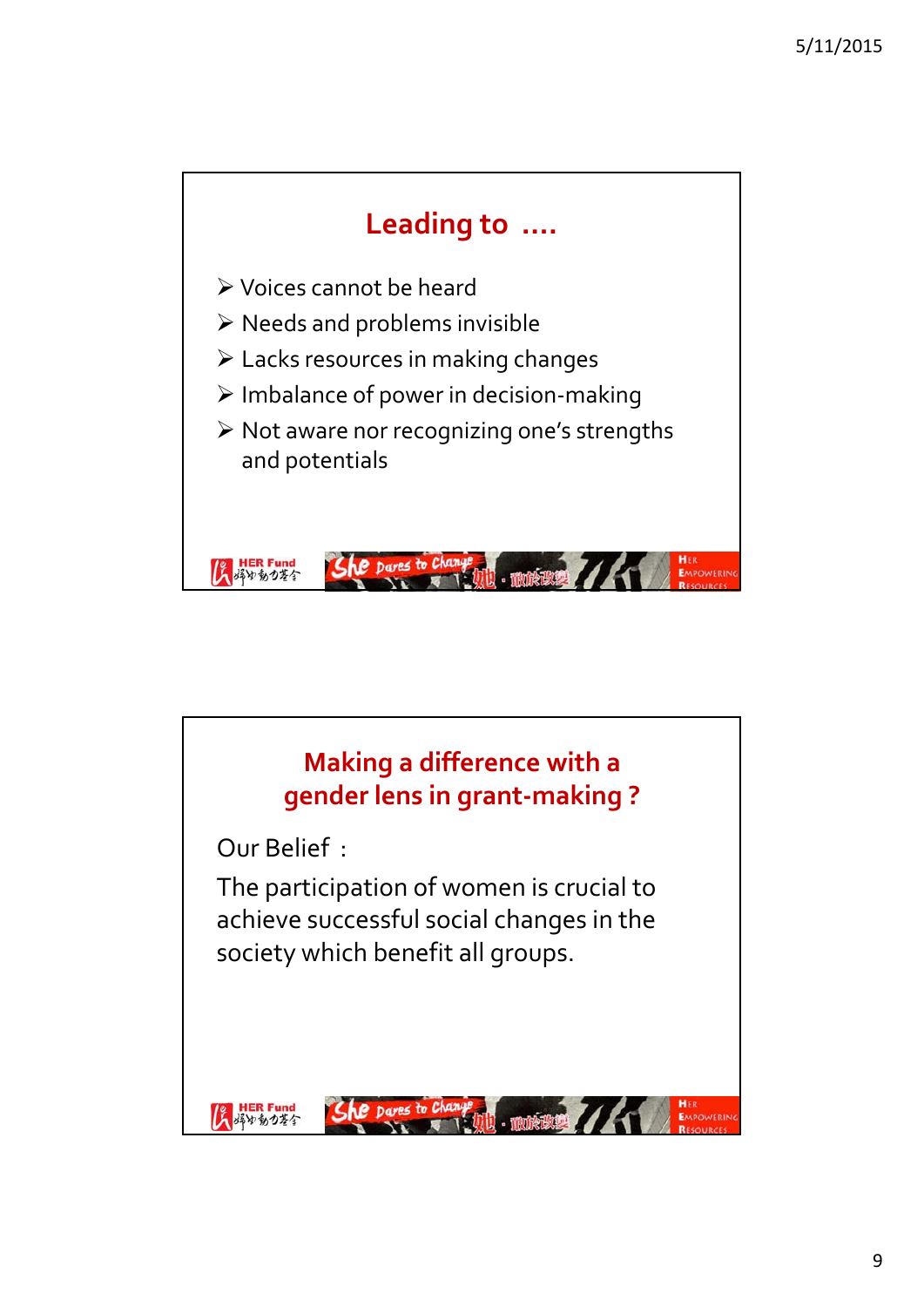## Leading to ....

- Voices cannot be heard
- Needs and problems invisible
- Lacks resources in making changes
- Imbalance of power in decision-making
- Not aware nor recognizing one's strengths and potentials

## Making a difference with a gender lens in grant-making ?

Our Belief :

The participation of women is crucial to achieve successful social changes in the society which benefit all groups.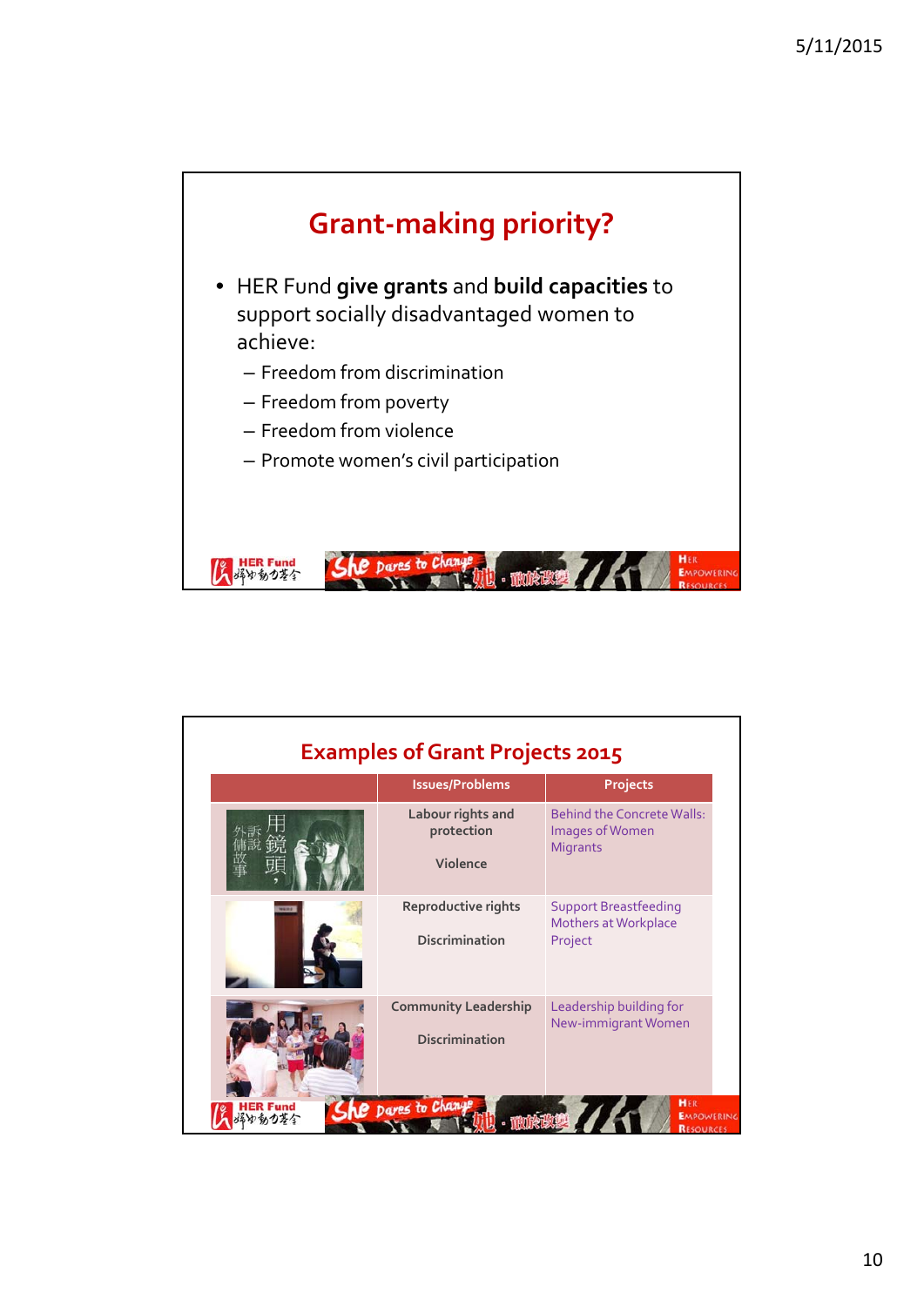## Grant-making priority?

- HER Fund **give grants** and **build capacities** to support socially disadvantaged women to achieve:
  - Freedom from discrimination
  - Freedom from poverty
  - Freedom from violence
  - Promote women's civil participation

## Examples of Grant Projects 2015

| | Issues/Problems | Projects |
|---|---|---|
| | Labour rights and protection<br><br>Violence | Behind the Concrete Walls: Images of Women Migrants |
| | Reproductive rights<br><br>Discrimination | Support Breastfeeding Mothers at Workplace Project |
| | Community Leadership<br><br>Discrimination | Leadership building for New-immigrant Women |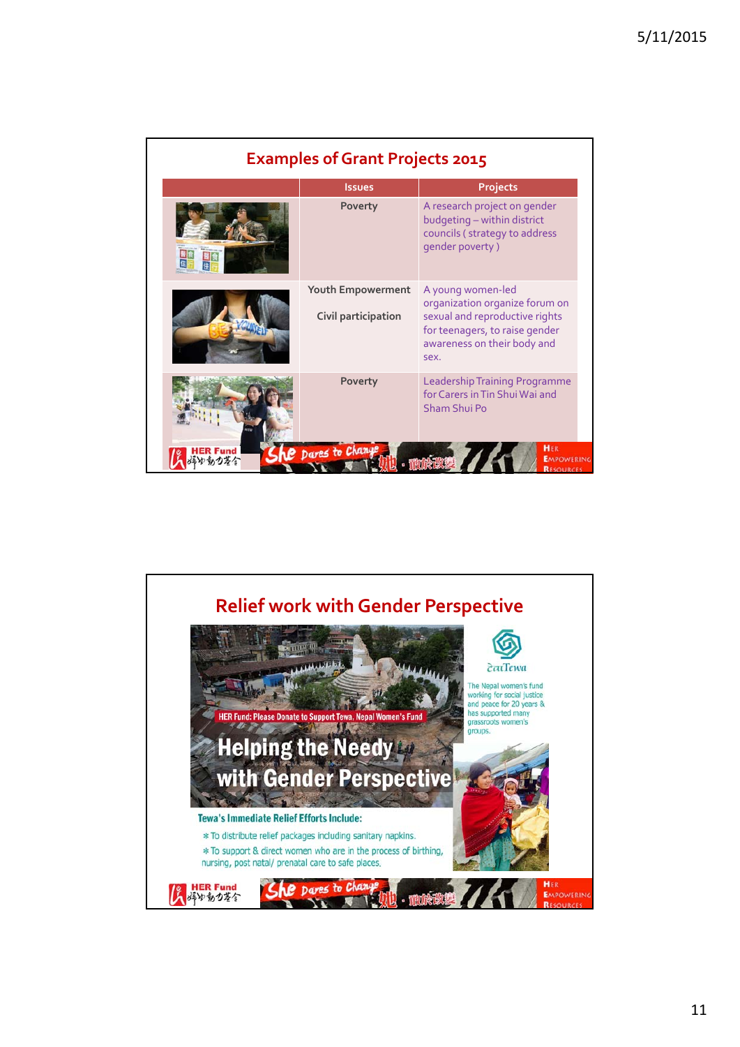## Examples of Grant Projects 2015

| | Issues | Projects |
|---|---|---|
| | Poverty | A research project on gender budgeting – within district councils ( strategy to address gender poverty ) |
| | Youth Empowerment<br><br>Civil participation | A young women-led organization organize forum on sexual and reproductive rights for teenagers, to raise gender awareness on their body and sex. |
| | Poverty | Leadership Training Programme for Carers in Tin Shui Wai and Sham Shui Po |

## Relief work with Gender Perspective

HER Fund: Please Donate to Support Tewa, Nepal Women's Fund

**Helping the Needy with Gender Perspective**

Tewa

The Nepal women's fund working for social justice and peace for 20 years & has supported many grassroots women's groups.

**Tewa's Immediate Relief Efforts Include:**

* To distribute relief packages including sanitary napkins.
* To support & direct women who are in the process of birthing, nursing, post natal/ prenatal care to safe places.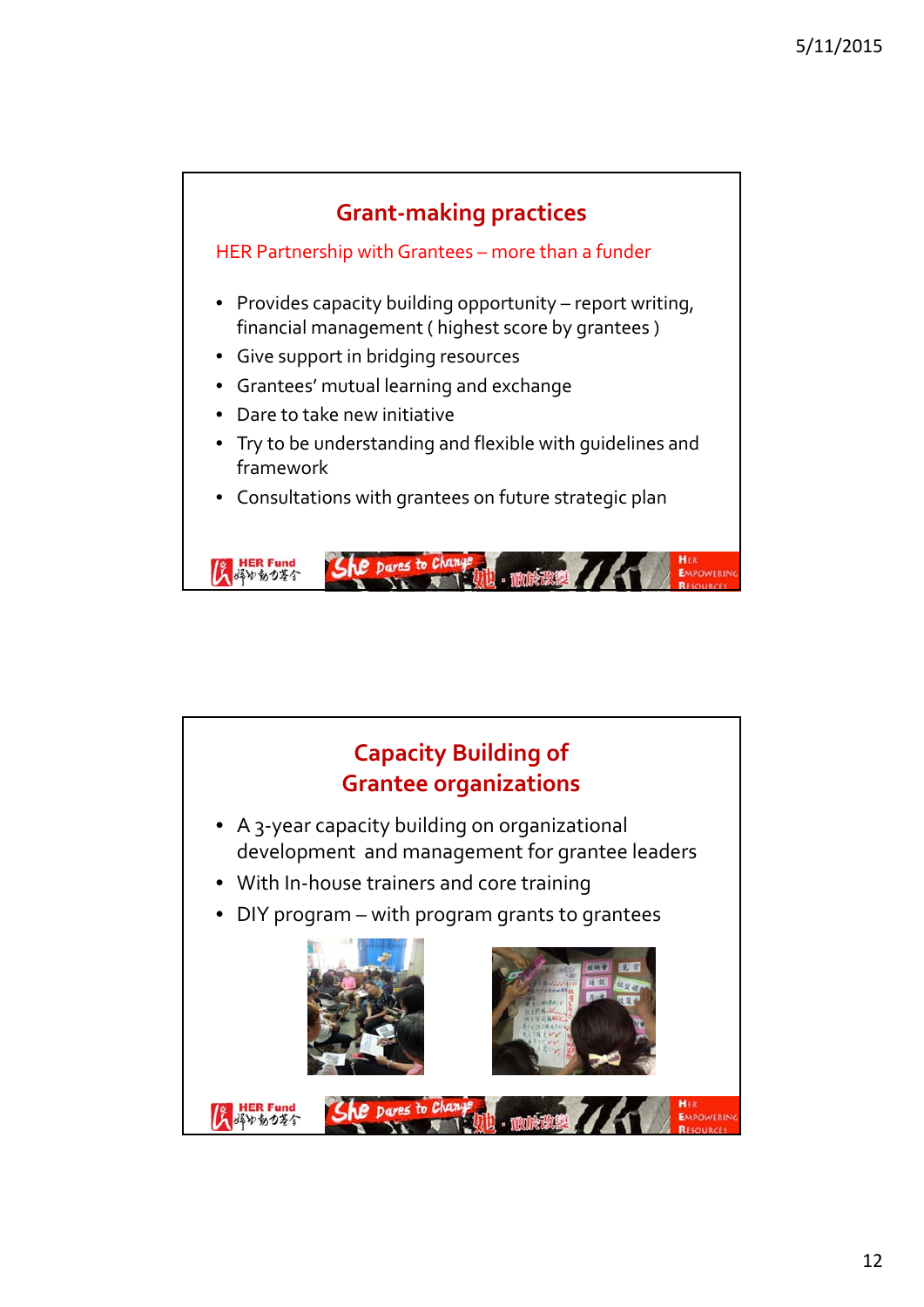## Grant-making practices

HER Partnership with Grantees – more than a funder

- Provides capacity building opportunity – report writing, financial management ( highest score by grantees )
- Give support in bridging resources
- Grantees' mutual learning and exchange
- Dare to take new initiative
- Try to be understanding and flexible with guidelines and framework
- Consultations with grantees on future strategic plan

## Capacity Building of Grantee organizations

- A 3-year capacity building on organizational development and management for grantee leaders
- With In-house trainers and core training
- DIY program – with program grants to grantees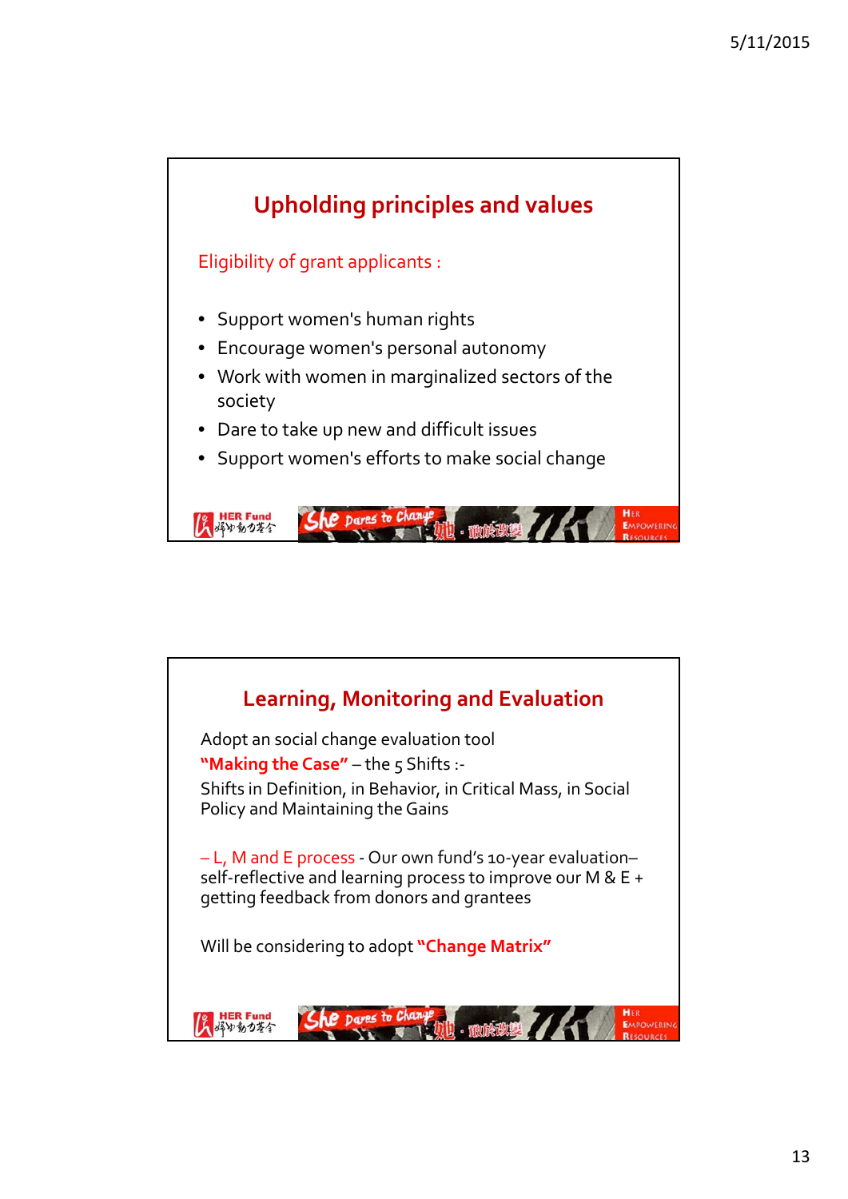## Upholding principles and values

Eligibility of grant applicants :

- Support women's human rights
- Encourage women's personal autonomy
- Work with women in marginalized sectors of the society
- Dare to take up new and difficult issues
- Support women's efforts to make social change

## Learning, Monitoring and Evaluation

Adopt an social change evaluation tool

**"Making the Case"** – the 5 Shifts :-

Shifts in Definition, in Behavior, in Critical Mass, in Social Policy and Maintaining the Gains

– L, M and E process - Our own fund's 10-year evaluation– self-reflective and learning process to improve our M & E + getting feedback from donors and grantees

Will be considering to adopt **"Change Matrix"**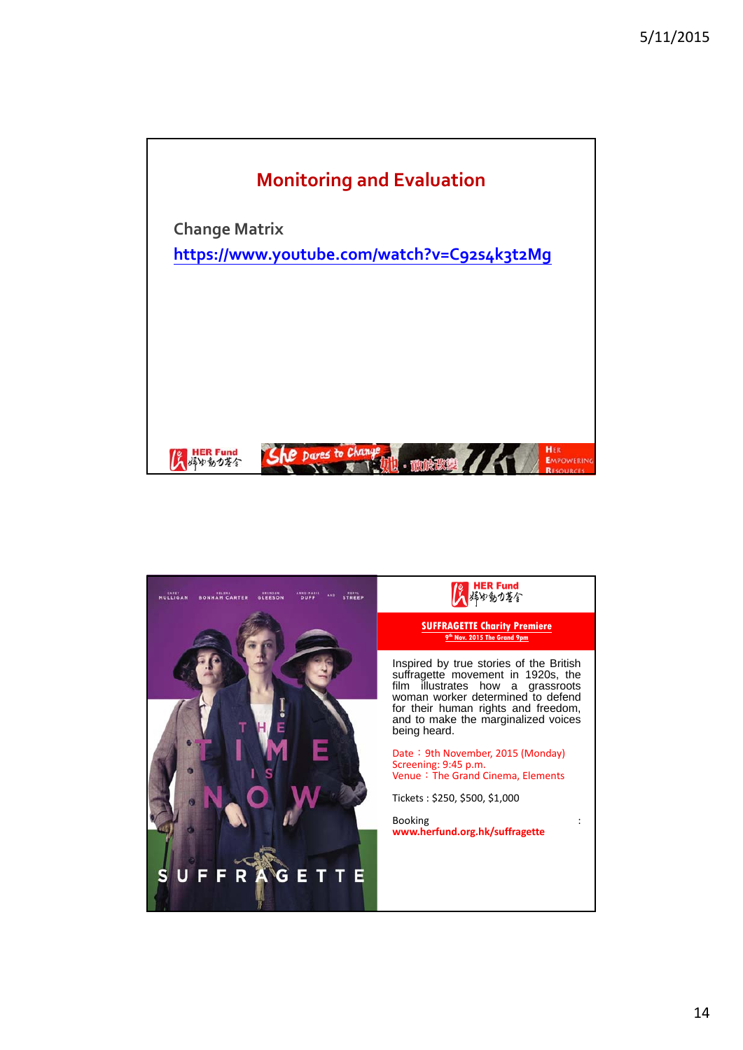## Monitoring and Evaluation

**Change Matrix**

https://www.youtube.com/watch?v=C92s4k3t2Mg

HER Fund 婦女動力基金

**SUFFRAGETTE Charity Premiere**

**9th Nov. 2015 The Grand 9pm**

Inspired by true stories of the British suffragette movement in 1920s, the film illustrates how a grassroots woman worker determined to defend for their human rights and freedom, and to make the marginalized voices being heard.

Date：9th November, 2015 (Monday)
Screening: 9:45 p.m.
Venue：The Grand Cinema, Elements

Tickets : $250, $500, $1,000

Booking :
www.herfund.org.hk/suffragette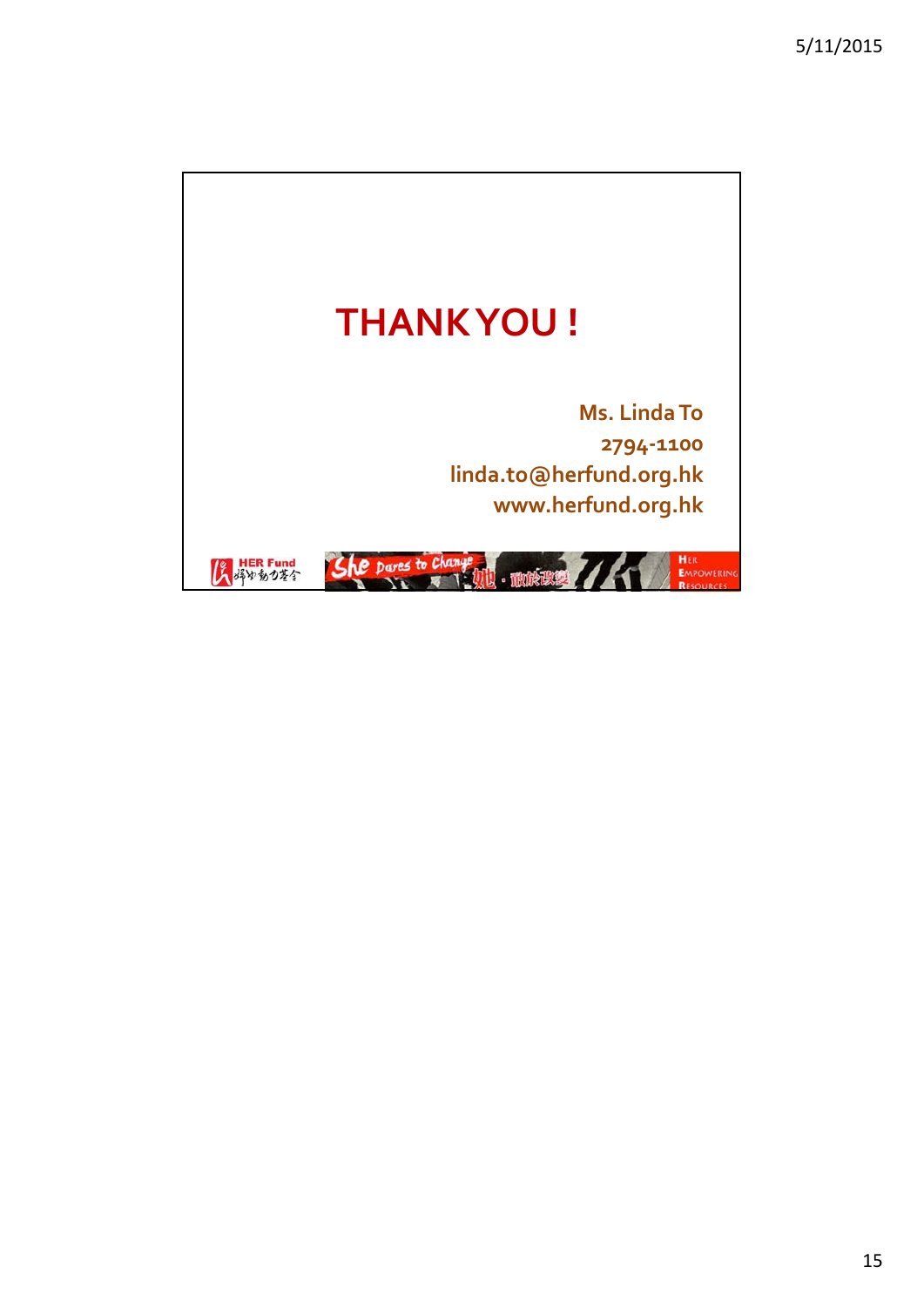# THANK YOU !

**Ms. Linda To**
**2794-1100**
**linda.to@herfund.org.hk**
**www.herfund.org.hk**

HER Fund 婦女動力基金

She Dares to Change 她．敢於改變

HER EMPOWERING RESOURCES